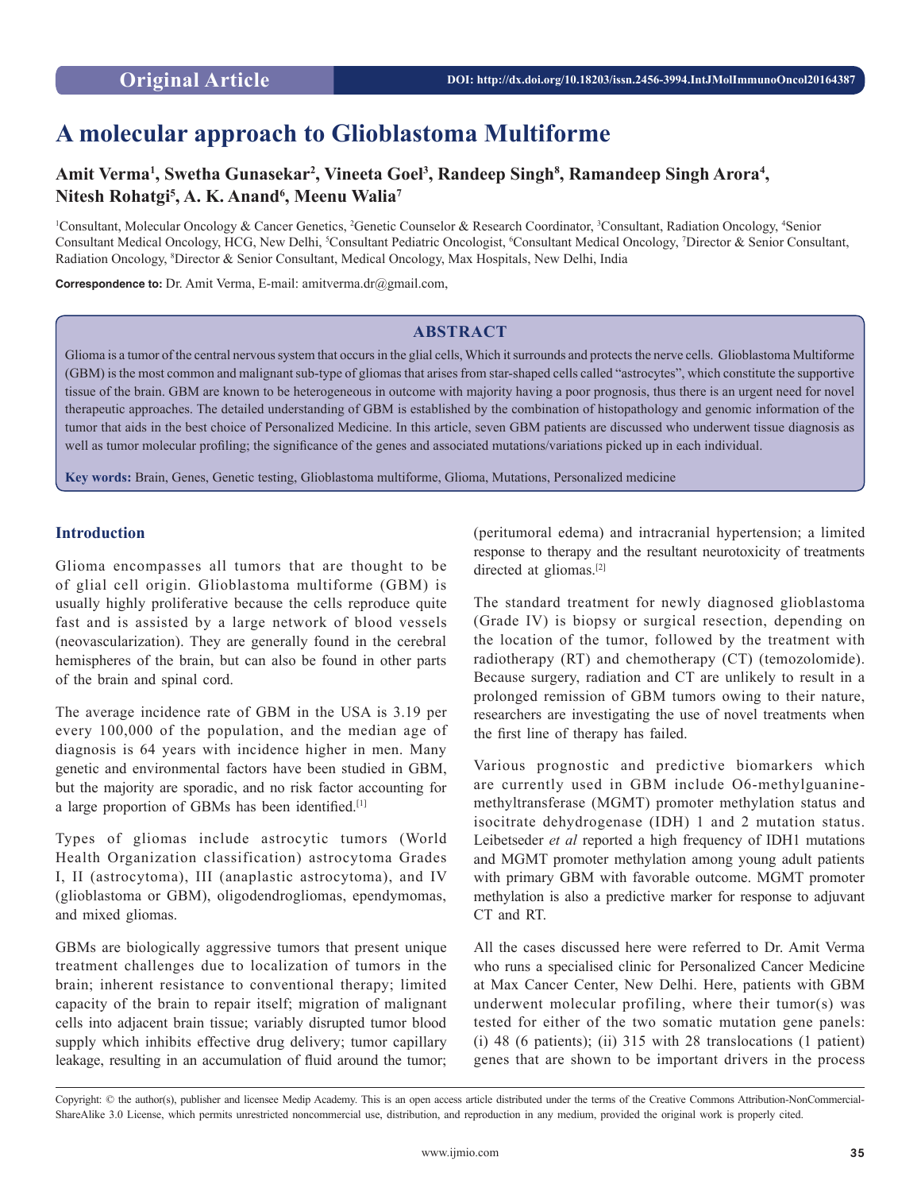Original Article

DOI: http://dx.doi.org/10.18203/issn.2456-3994.IntJMolImmunoOncol20164387

# A molecular approach to Glioblastoma Multiforme

**Amit Verma[1], Swetha Gunasekar[2], Vineeta Goel[3], Randeep Singh[8], Ramandeep Singh Arora[4], Nitesh Rohatgi[5], A. K. Anand[6], Meenu Walia[7]**

[1]Consultant, Molecular Oncology & Cancer Genetics, [2]Genetic Counselor & Research Coordinator, [3]Consultant, Radiation Oncology, [4]Senior Consultant Medical Oncology, HCG, New Delhi, [5]Consultant Pediatric Oncologist, [6]Consultant Medical Oncology, [7]Director & Senior Consultant, Radiation Oncology, [8]Director & Senior Consultant, Medical Oncology, Max Hospitals, New Delhi, India

**Correspondence to:** Dr. Amit Verma, E-mail: amitverma.dr@gmail.com,

## ABSTRACT

Glioma is a tumor of the central nervous system that occurs in the glial cells, Which it surrounds and protects the nerve cells. Glioblastoma Multiforme (GBM) is the most common and malignant sub-type of gliomas that arises from star-shaped cells called "astrocytes", which constitute the supportive tissue of the brain. GBM are known to be heterogeneous in outcome with majority having a poor prognosis, thus there is an urgent need for novel therapeutic approaches. The detailed understanding of GBM is established by the combination of histopathology and genomic information of the tumor that aids in the best choice of Personalized Medicine. In this article, seven GBM patients are discussed who underwent tissue diagnosis as well as tumor molecular profiling; the significance of the genes and associated mutations/variations picked up in each individual.

**Key words:** Brain, Genes, Genetic testing, Glioblastoma multiforme, Glioma, Mutations, Personalized medicine

## Introduction

Glioma encompasses all tumors that are thought to be of glial cell origin. Glioblastoma multiforme (GBM) is usually highly proliferative because the cells reproduce quite fast and is assisted by a large network of blood vessels (neovascularization). They are generally found in the cerebral hemispheres of the brain, but can also be found in other parts of the brain and spinal cord.

The average incidence rate of GBM in the USA is 3.19 per every 100,000 of the population, and the median age of diagnosis is 64 years with incidence higher in men. Many genetic and environmental factors have been studied in GBM, but the majority are sporadic, and no risk factor accounting for a large proportion of GBMs has been identified.[1]

Types of gliomas include astrocytic tumors (World Health Organization classification) astrocytoma Grades I, II (astrocytoma), III (anaplastic astrocytoma), and IV (glioblastoma or GBM), oligodendrogliomas, ependymomas, and mixed gliomas.

GBMs are biologically aggressive tumors that present unique treatment challenges due to localization of tumors in the brain; inherent resistance to conventional therapy; limited capacity of the brain to repair itself; migration of malignant cells into adjacent brain tissue; variably disrupted tumor blood supply which inhibits effective drug delivery; tumor capillary leakage, resulting in an accumulation of fluid around the tumor; (peritumoral edema) and intracranial hypertension; a limited response to therapy and the resultant neurotoxicity of treatments directed at gliomas.[2]

The standard treatment for newly diagnosed glioblastoma (Grade IV) is biopsy or surgical resection, depending on the location of the tumor, followed by the treatment with radiotherapy (RT) and chemotherapy (CT) (temozolomide). Because surgery, radiation and CT are unlikely to result in a prolonged remission of GBM tumors owing to their nature, researchers are investigating the use of novel treatments when the first line of therapy has failed.

Various prognostic and predictive biomarkers which are currently used in GBM include O6-methylguanine-methyltransferase (MGMT) promoter methylation status and isocitrate dehydrogenase (IDH) 1 and 2 mutation status. Leibetseder *et al* reported a high frequency of IDH1 mutations and MGMT promoter methylation among young adult patients with primary GBM with favorable outcome. MGMT promoter methylation is also a predictive marker for response to adjuvant CT and RT.

All the cases discussed here were referred to Dr. Amit Verma who runs a specialised clinic for Personalized Cancer Medicine at Max Cancer Center, New Delhi. Here, patients with GBM underwent molecular profiling, where their tumor(s) was tested for either of the two somatic mutation gene panels: (i) 48 (6 patients); (ii) 315 with 28 translocations (1 patient) genes that are shown to be important drivers in the process

Copyright: © the author(s), publisher and licensee Medip Academy. This is an open access article distributed under the terms of the Creative Commons Attribution-NonCommercial-ShareAlike 3.0 License, which permits unrestricted noncommercial use, distribution, and reproduction in any medium, provided the original work is properly cited.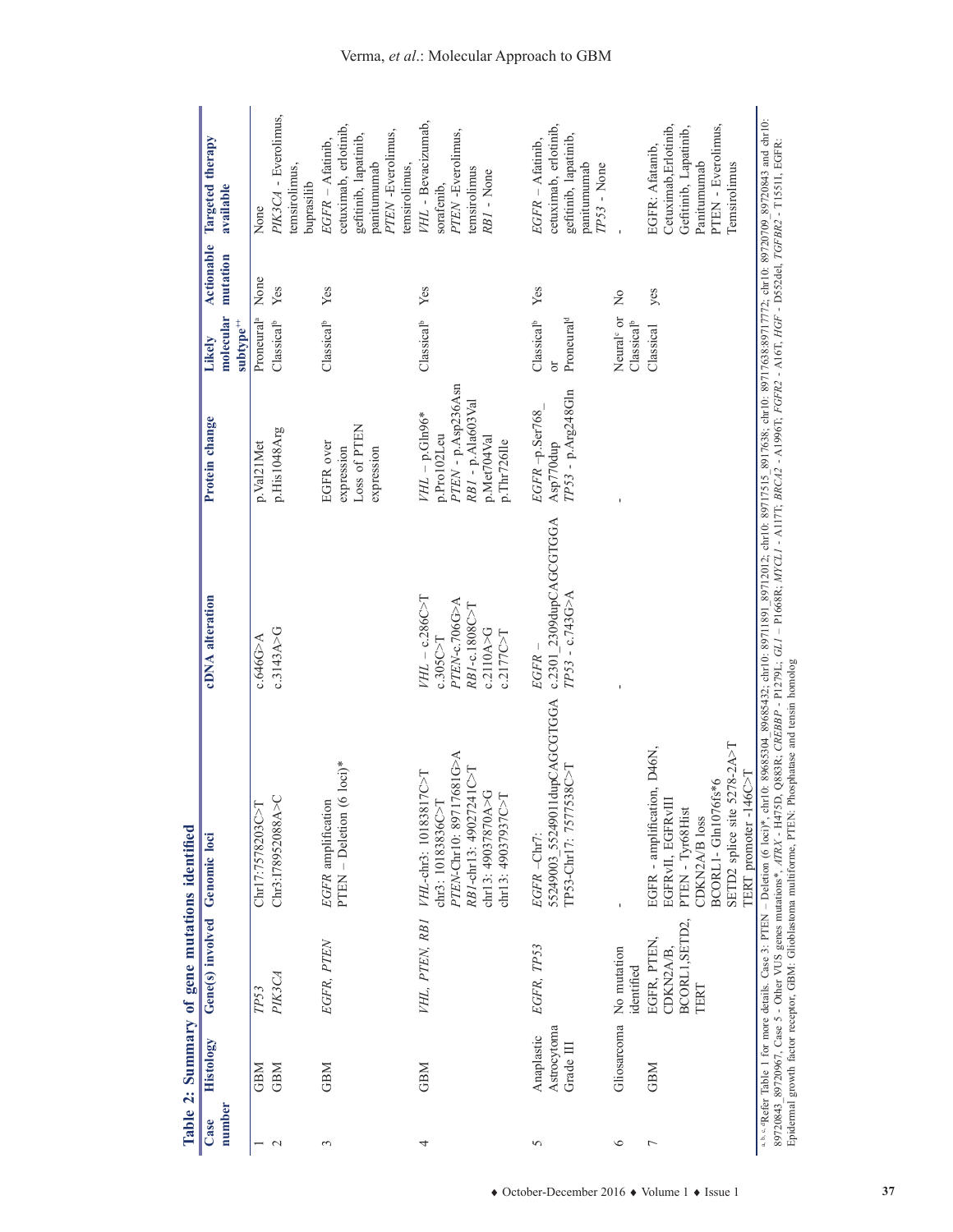**Table 2: Summary of gene mutations identified**

| Case number | Histology | Gene(s) involved | Genomic loci | cDNA alteration | Protein change | Likely molecular subtype[++] | Actionable mutation | Targeted therapy available |
|---|---|---|---|---|---|---|---|---|
| 1 | GBM | *TP53* | Chr17:7578203C>T | c.646G>A | p.Val21Met | Proneural[a] | None | None |
| 2 | GBM | *PIK3CA* | Chr3:178952088A>C | c.3143A>G | p.His1048Arg | Classical[b] | Yes | *PIK3CA* - Everolimus, temsirolimus, buprasilib |
| 3 | GBM | *EGFR, PTEN* | *EGFR* amplification<br>PTEN – Deletion (6 loci)* | | EGFR over expression<br>Loss of PTEN expression | Classical[b] | Yes | *EGFR* – Afatinib, cetuximab, erlotinib, gefitinib, lapatinib, panitumumab<br>*PTEN* -Everolimus, temsirolimus, |
| 4 | GBM | *VHL, PTEN, RB1* | *VHL*-chr3: 10183817C>T<br>chr3: 10183836C>T<br>*PTEN*-Chr10: 89717681G>A<br>*RB1*-chr13: 49027241C>T<br>chr13: 49037870A>G<br>chr13: 49037937C>T | *VHL* – c.286C>T<br>c.305C>T<br>*PTEN*-c.706G>A<br>*RB1*-c.1808C>T<br>c.2110A>G<br>c.2177C>T | *VHL* – p.Gln96*<br>p.Pro102Leu<br>*PTEN* - p.Asp236Asn<br>*RB1* - p.Ala603Val<br>p.Met704Val<br>p.Thr726Ile | Classical[b] | Yes | *VHL* - Bevacizumab, sorafenib,<br>*PTEN* -Everolimus, temsirolimus<br>*RB1* - None |
| 5 | Anaplastic Astrocytoma Grade III | *EGFR, TP53* | *EGFR* –Chr7: 55249003_55249011dupCAGCGTGGA<br>TP53-Chr17: 7577538C>T | *EGFR* – c.2301_2309dupCAGCGTGGA<br>*TP53* - c.743G>A | *EGFR* –p.Ser768_Asp770dup<br>*TP53* - p.Arg248Gln | Classical[b] or Proneural[d] | Yes | *EGFR* – Afatinib, cetuximab, erlotinib, gefitinib, lapatinib, panitumumab<br>*TP53* - None |
| 6 | Gliosarcoma | No mutation identified | - | - | - | Neural[c] or Classical[b] | No | - |
| 7 | GBM | EGFR, PTEN, CDKN2A/B, BCORL1,SETD2, TERT | EGFR - amplification, D46N, EGFRvII, EGFRvIII<br>PTEN - Tyr68Hist<br>CDKN2A/B loss<br>BCORL1- Gln1076fs*6<br>SETD2 splice site 5278-2A>T<br>TERT promoter -146C>T | | | Classical | yes | EGFR: Afatanib, Cetuximab,Erlotinib, Gefitinib, Lapatinib, Panitumumab<br>PTEN - Everolimus, Temsirolimus |

[a, b, c, d]Refer Table 1 for more details. Case 3: PTEN – Deletion (6 loci)*, chr10: 89685304_89685432; chr10: 89711891_89712012; chr10: 89717515_8917638; chr10: 89717638;89717772; chr10: 89720709_89720843 and chr10: 89720843_89720967, Case 5 - Other VUS genes mutations*, *ATRX* - H475D, Q883R; *CREBBP* - P1279L; *GLI* – P1668R; *MYCL1* - A117T; *BRCA2* - A1996T; *FGFR2* - A16T, *HGF* - D552del, *TGFBR2* - T1551I, EGFR: Epidermal growth factor receptor, GBM: Glioblastoma multiforme, PTEN: Phosphatase and tensin homolog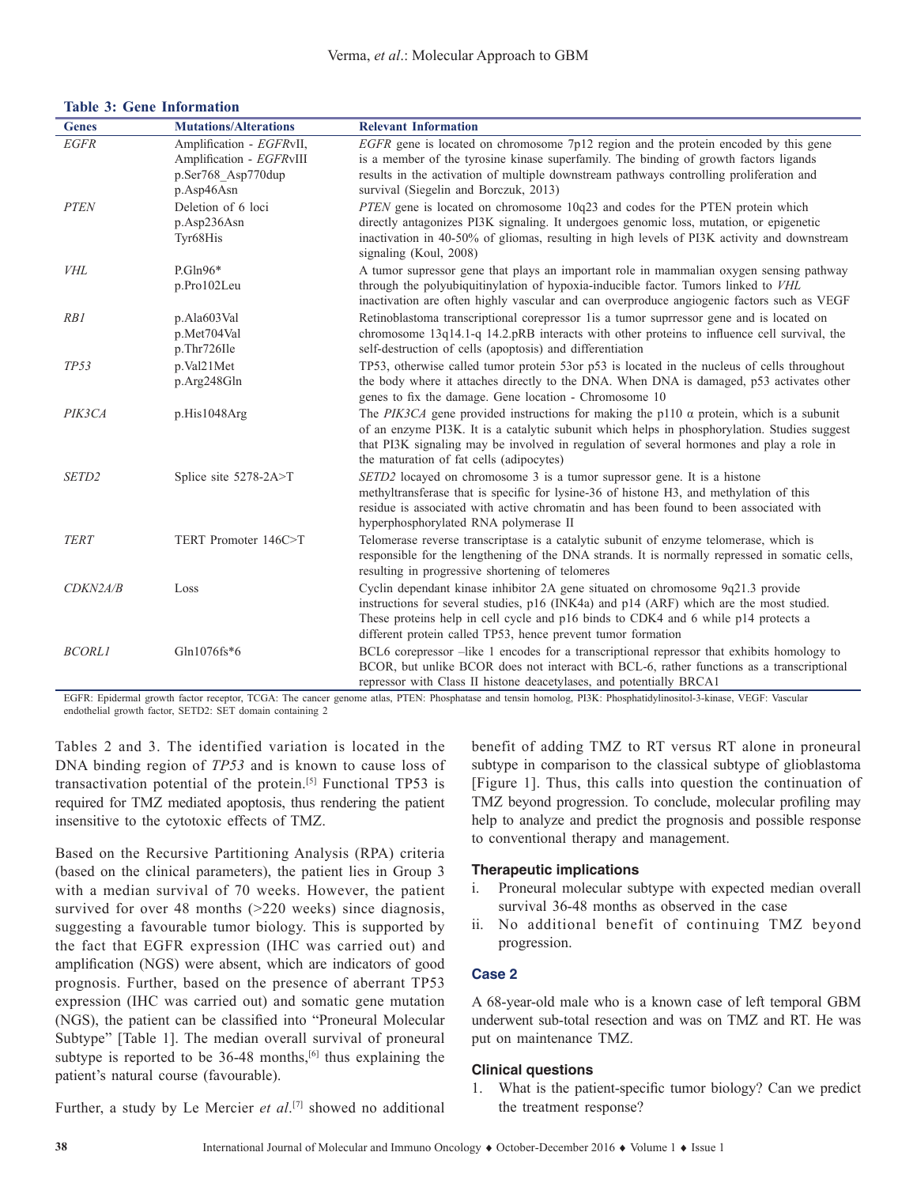**Table 3: Gene Information**

| Genes | Mutations/Alterations | Relevant Information |
|---|---|---|
| *EGFR* | Amplification - *EGFR*vII, Amplification - *EGFR*vIII p.Ser768_Asp770dup p.Asp46Asn | *EGFR* gene is located on chromosome 7p12 region and the protein encoded by this gene is a member of the tyrosine kinase superfamily. The binding of growth factors ligands results in the activation of multiple downstream pathways controlling proliferation and survival (Siegelin and Borczuk, 2013) |
| *PTEN* | Deletion of 6 loci p.Asp236Asn Tyr68His | *PTEN* gene is located on chromosome 10q23 and codes for the PTEN protein which directly antagonizes PI3K signaling. It undergoes genomic loss, mutation, or epigenetic inactivation in 40-50% of gliomas, resulting in high levels of PI3K activity and downstream signaling (Koul, 2008) |
| *VHL* | P.Gln96* p.Pro102Leu | A tumor supressor gene that plays an important role in mammalian oxygen sensing pathway through the polyubiquitinylation of hypoxia-inducible factor. Tumors linked to *VHL* inactivation are often highly vascular and can overproduce angiogenic factors such as VEGF |
| *RB1* | p.Ala603Val p.Met704Val p.Thr726Ile | Retinoblastoma transcriptional corepressor 1is a tumor suprressor gene and is located on chromosome 13q14.1-q 14.2.pRB interacts with other proteins to influence cell survival, the self-destruction of cells (apoptosis) and differentiation |
| *TP53* | p.Val21Met p.Arg248Gln | TP53, otherwise called tumor protein 53or p53 is located in the nucleus of cells throughout the body where it attaches directly to the DNA. When DNA is damaged, p53 activates other genes to fix the damage. Gene location - Chromosome 10 |
| *PIK3CA* | p.His1048Arg | The *PIK3CA* gene provided instructions for making the p110 α protein, which is a subunit of an enzyme PI3K. It is a catalytic subunit which helps in phosphorylation. Studies suggest that PI3K signaling may be involved in regulation of several hormones and play a role in the maturation of fat cells (adipocytes) |
| *SETD2* | Splice site 5278-2A>T | *SETD2* locayed on chromosome 3 is a tumor supressor gene. It is a histone methyltransferase that is specific for lysine-36 of histone H3, and methylation of this residue is associated with active chromatin and has been found to been associated with hyperphosphorylated RNA polymerase II |
| *TERT* | TERT Promoter 146C>T | Telomerase reverse transcriptase is a catalytic subunit of enzyme telomerase, which is responsible for the lengthening of the DNA strands. It is normally repressed in somatic cells, resulting in progressive shortening of telomeres |
| *CDKN2A/B* | Loss | Cyclin dependant kinase inhibitor 2A gene situated on chromosome 9q21.3 provide instructions for several studies, p16 (INK4a) and p14 (ARF) which are the most studied. These proteins help in cell cycle and p16 binds to CDK4 and 6 while p14 protects a different protein called TP53, hence prevent tumor formation |
| *BCORL1* | Gln1076fs*6 | BCL6 corepressor –like 1 encodes for a transcriptional repressor that exhibits homology to BCOR, but unlike BCOR does not interact with BCL-6, rather functions as a transcriptional repressor with Class II histone deacetylases, and potentially BRCA1 |

EGFR: Epidermal growth factor receptor, TCGA: The cancer genome atlas, PTEN: Phosphatase and tensin homolog, PI3K: Phosphatidylinositol-3-kinase, VEGF: Vascular endothelial growth factor, SETD2: SET domain containing 2

Tables 2 and 3. The identified variation is located in the DNA binding region of *TP53* and is known to cause loss of transactivation potential of the protein.[5] Functional TP53 is required for TMZ mediated apoptosis, thus rendering the patient insensitive to the cytotoxic effects of TMZ.

Based on the Recursive Partitioning Analysis (RPA) criteria (based on the clinical parameters), the patient lies in Group 3 with a median survival of 70 weeks. However, the patient survived for over 48 months (>220 weeks) since diagnosis, suggesting a favourable tumor biology. This is supported by the fact that EGFR expression (IHC was carried out) and amplification (NGS) were absent, which are indicators of good prognosis. Further, based on the presence of aberrant TP53 expression (IHC was carried out) and somatic gene mutation (NGS), the patient can be classified into "Proneural Molecular Subtype" [Table 1]. The median overall survival of proneural subtype is reported to be 36-48 months,[6] thus explaining the patient's natural course (favourable).

Further, a study by Le Mercier *et al*.[7] showed no additional benefit of adding TMZ to RT versus RT alone in proneural subtype in comparison to the classical subtype of glioblastoma [Figure 1]. Thus, this calls into question the continuation of TMZ beyond progression. To conclude, molecular profiling may help to analyze and predict the prognosis and possible response to conventional therapy and management.

### Therapeutic implications

i. Proneural molecular subtype with expected median overall survival 36-48 months as observed in the case
ii. No additional benefit of continuing TMZ beyond progression.

## Case 2

A 68-year-old male who is a known case of left temporal GBM underwent sub-total resection and was on TMZ and RT. He was put on maintenance TMZ.

### Clinical questions

1. What is the patient-specific tumor biology? Can we predict the treatment response?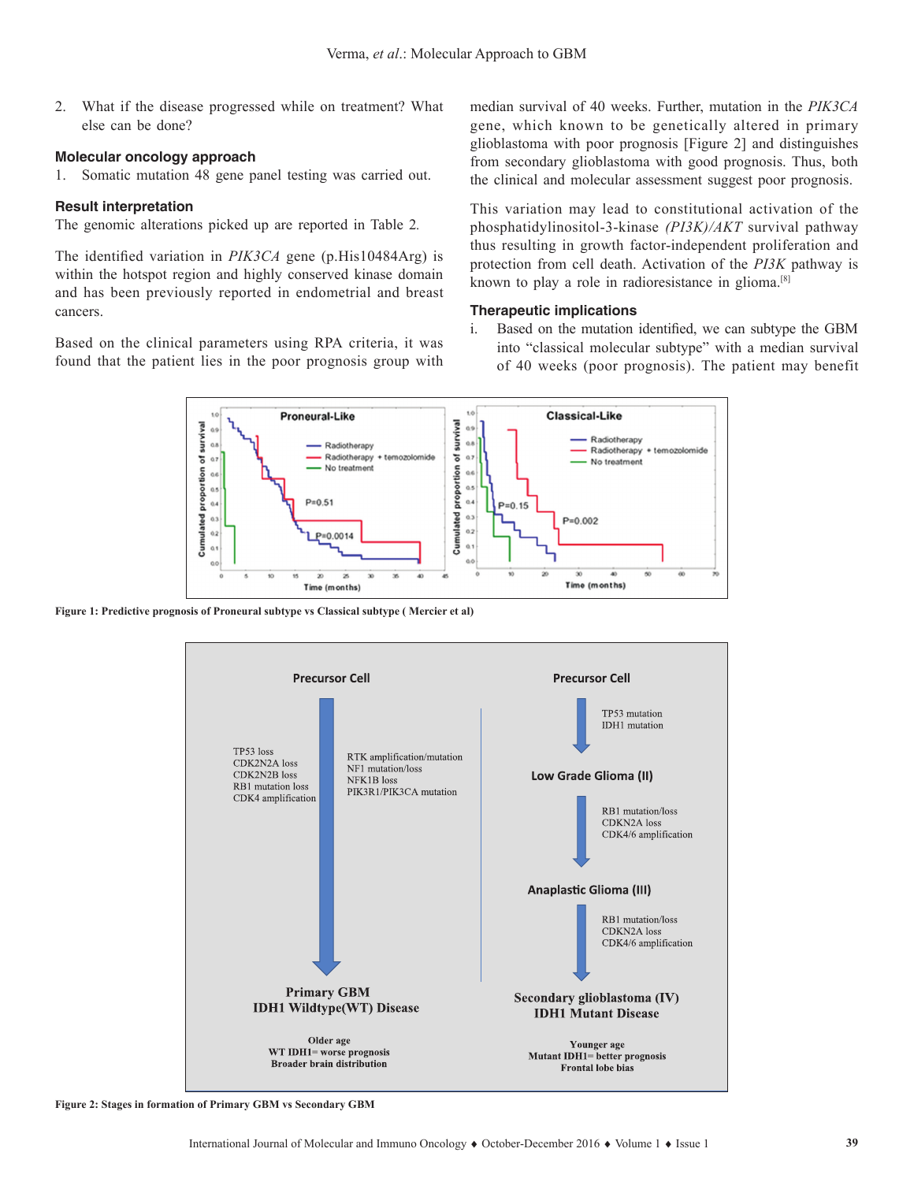2. What if the disease progressed while on treatment? What else can be done?

### Molecular oncology approach

1. Somatic mutation 48 gene panel testing was carried out.

### Result interpretation

The genomic alterations picked up are reported in Table 2.

The identified variation in *PIK3CA* gene (p.His10484Arg) is within the hotspot region and highly conserved kinase domain and has been previously reported in endometrial and breast cancers.

Based on the clinical parameters using RPA criteria, it was found that the patient lies in the poor prognosis group with median survival of 40 weeks. Further, mutation in the *PIK3CA* gene, which known to be genetically altered in primary glioblastoma with poor prognosis [Figure 2] and distinguishes from secondary glioblastoma with good prognosis. Thus, both the clinical and molecular assessment suggest poor prognosis.

This variation may lead to constitutional activation of the phosphatidylinositol-3-kinase *(PI3K)/AKT* survival pathway thus resulting in growth factor-independent proliferation and protection from cell death. Activation of the *PI3K* pathway is known to play a role in radioresistance in glioma.[8]

### Therapeutic implications

i. Based on the mutation identified, we can subtype the GBM into "classical molecular subtype" with a median survival of 40 weeks (poor prognosis). The patient may benefit

**Figure 1: Predictive prognosis of Proneural subtype vs Classical subtype ( Mercier et al)**

**Figure 2: Stages in formation of Primary GBM vs Secondary GBM**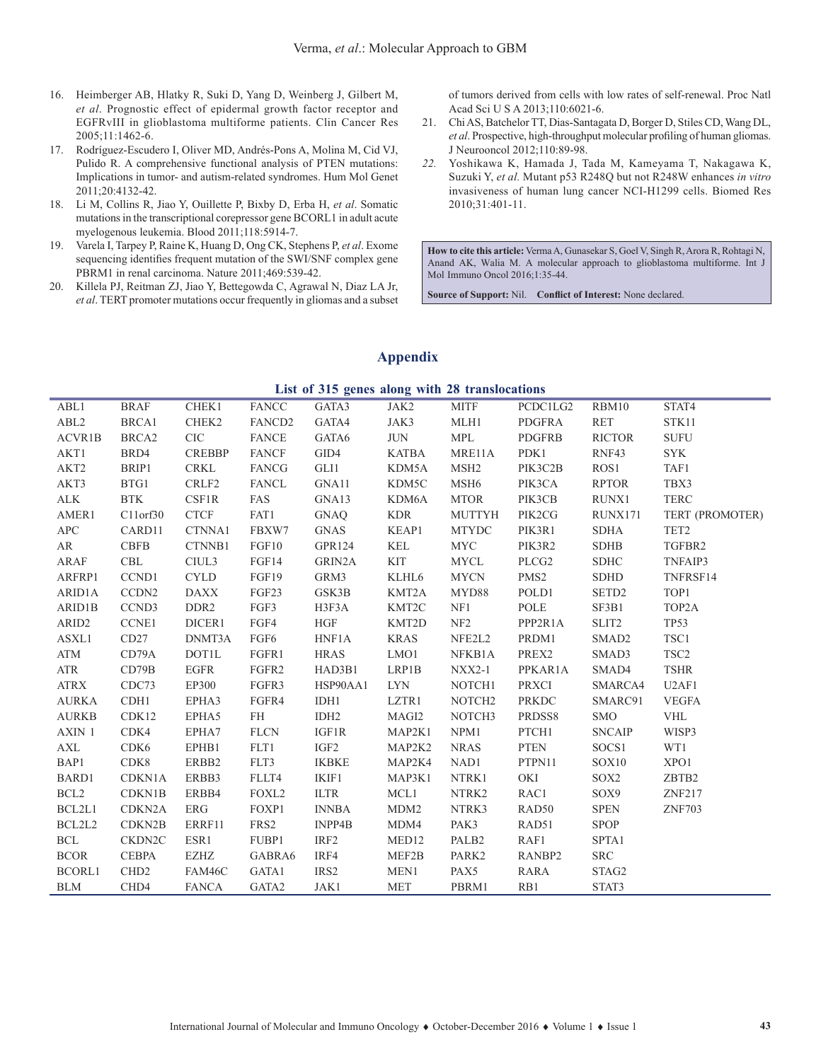16. Heimberger AB, Hlatky R, Suki D, Yang D, Weinberg J, Gilbert M, *et al*. Prognostic effect of epidermal growth factor receptor and EGFRvIII in glioblastoma multiforme patients. Clin Cancer Res 2005;11:1462-6.
17. Rodríguez-Escudero I, Oliver MD, Andrés-Pons A, Molina M, Cid VJ, Pulido R. A comprehensive functional analysis of PTEN mutations: Implications in tumor- and autism-related syndromes. Hum Mol Genet 2011;20:4132-42.
18. Li M, Collins R, Jiao Y, Ouillette P, Bixby D, Erba H, *et al*. Somatic mutations in the transcriptional corepressor gene BCORL1 in adult acute myelogenous leukemia. Blood 2011;118:5914-7.
19. Varela I, Tarpey P, Raine K, Huang D, Ong CK, Stephens P, *et al*. Exome sequencing identifies frequent mutation of the SWI/SNF complex gene PBRM1 in renal carcinoma. Nature 2011;469:539-42.
20. Killela PJ, Reitman ZJ, Jiao Y, Bettegowda C, Agrawal N, Diaz LA Jr, *et al*. TERT promoter mutations occur frequently in gliomas and a subset of tumors derived from cells with low rates of self-renewal. Proc Natl Acad Sci U S A 2013;110:6021-6.
21. Chi AS, Batchelor TT, Dias-Santagata D, Borger D, Stiles CD, Wang DL, *et al*. Prospective, high-throughput molecular profiling of human gliomas. J Neurooncol 2012;110:89-98.
22. Yoshikawa K, Hamada J, Tada M, Kameyama T, Nakagawa K, Suzuki Y, *et al.* Mutant p53 R248Q but not R248W enhances *in vitro* invasiveness of human lung cancer NCI-H1299 cells. Biomed Res 2010;31:401-11.

**How to cite this article:** Verma A, Gunasekar S, Goel V, Singh R, Arora R, Rohtagi N, Anand AK, Walia M. A molecular approach to glioblastoma multiforme. Int J Mol Immuno Oncol 2016;1:35-44.

**Source of Support:** Nil. **Conflict of Interest:** None declared.

## Appendix

**List of 315 genes along with 28 translocations**

| | | | | | | | | | |
|---|---|---|---|---|---|---|---|---|---|
| ABL1 | BRAF | CHEK1 | FANCC | GATA3 | JAK2 | MITF | PCDC1LG2 | RBM10 | STAT4 |
| ABL2 | BRCA1 | CHEK2 | FANCD2 | GATA4 | JAK3 | MLH1 | PDGFRA | RET | STK11 |
| ACVR1B | BRCA2 | CIC | FANCE | GATA6 | JUN | MPL | PDGFRB | RICTOR | SUFU |
| AKT1 | BRD4 | CREBBP | FANCF | GID4 | KATBA | MRE11A | PDK1 | RNF43 | SYK |
| AKT2 | BRIP1 | CRKL | FANCG | GLI1 | KDM5A | MSH2 | PIK3C2B | ROS1 | TAF1 |
| AKT3 | BTG1 | CRLF2 | FANCL | GNA11 | KDM5C | MSH6 | PIK3CA | RPTOR | TBX3 |
| ALK | BTK | CSF1R | FAS | GNA13 | KDM6A | MTOR | PIK3CB | RUNX1 | TERC |
| AMER1 | C11orf30 | CTCF | FAT1 | GNAQ | KDR | MUTTYH | PIK2CG | RUNX171 | TERT (PROMOTER) |
| APC | CARD11 | CTNNA1 | FBXW7 | GNAS | KEAP1 | MTYDC | PIK3R1 | SDHA | TET2 |
| AR | CBFB | CTNNB1 | FGF10 | GPR124 | KEL | MYC | PIK3R2 | SDHB | TGFBR2 |
| ARAF | CBL | CIUL3 | FGF14 | GRIN2A | KIT | MYCL | PLCG2 | SDHC | TNFAIP3 |
| ARFRP1 | CCND1 | CYLD | FGF19 | GRM3 | KLHL6 | MYCN | PMS2 | SDHD | TNFRSF14 |
| ARID1A | CCDN2 | DAXX | FGF23 | GSK3B | KMT2A | MYD88 | POLD1 | SETD2 | TOP1 |
| ARID1B | CCND3 | DDR2 | FGF3 | H3F3A | KMT2C | NF1 | POLE | SF3B1 | TOP2A |
| ARID2 | CCNE1 | DICER1 | FGF4 | HGF | KMT2D | NF2 | PPP2R1A | SLIT2 | TP53 |
| ASXL1 | CD27 | DNMT3A | FGF6 | HNF1A | KRAS | NFE2L2 | PRDM1 | SMAD2 | TSC1 |
| ATM | CD79A | DOT1L | FGFR1 | HRAS | LMO1 | NFKB1A | PREX2 | SMAD3 | TSC2 |
| ATR | CD79B | EGFR | FGFR2 | HAD3B1 | LRP1B | NXX2-1 | PPKAR1A | SMAD4 | TSHR |
| ATRX | CDC73 | EP300 | FGFR3 | HSP90AA1 | LYN | NOTCH1 | PRXCI | SMARCA4 | U2AF1 |
| AURKA | CDH1 | EPHA3 | FGFR4 | IDH1 | LZTR1 | NOTCH2 | PRKDC | SMARC91 | VEGFA |
| AURKB | CDK12 | EPHA5 | FH | IDH2 | MAGI2 | NOTCH3 | PRDSS8 | SMO | VHL |
| AXIN 1 | CDK4 | EPHA7 | FLCN | IGF1R | MAP2K1 | NPM1 | PTCH1 | SNCAIP | WISP3 |
| AXL | CDK6 | EPHB1 | FLT1 | IGF2 | MAP2K2 | NRAS | PTEN | SOCS1 | WT1 |
| BAP1 | CDK8 | ERBB2 | FLT3 | IKBKE | MAP2K4 | NAD1 | PTPN11 | SOX10 | XPO1 |
| BARD1 | CDKN1A | ERBB3 | FLLT4 | IKIF1 | MAP3K1 | NTRK1 | OKI | SOX2 | ZBTB2 |
| BCL2 | CDKN1B | ERBB4 | FOXL2 | ILTR | MCL1 | NTRK2 | RAC1 | SOX9 | ZNF217 |
| BCL2L1 | CDKN2A | ERG | FOXP1 | INNBA | MDM2 | NTRK3 | RAD50 | SPEN | ZNF703 |
| BCL2L2 | CDKN2B | ERRF11 | FRS2 | INPP4B | MDM4 | PAK3 | RAD51 | SPOP | |
| BCL | CKDN2C | ESR1 | FUBP1 | IRF2 | MED12 | PALB2 | RAF1 | SPTA1 | |
| BCOR | CEBPA | EZHZ | GABRA6 | IRF4 | MEF2B | PARK2 | RANBP2 | SRC | |
| BCORL1 | CHD2 | FAM46C | GATA1 | IRS2 | MEN1 | PAX5 | RARA | STAG2 | |
| BLM | CHD4 | FANCA | GATA2 | JAK1 | MET | PBRM1 | RB1 | STAT3 | |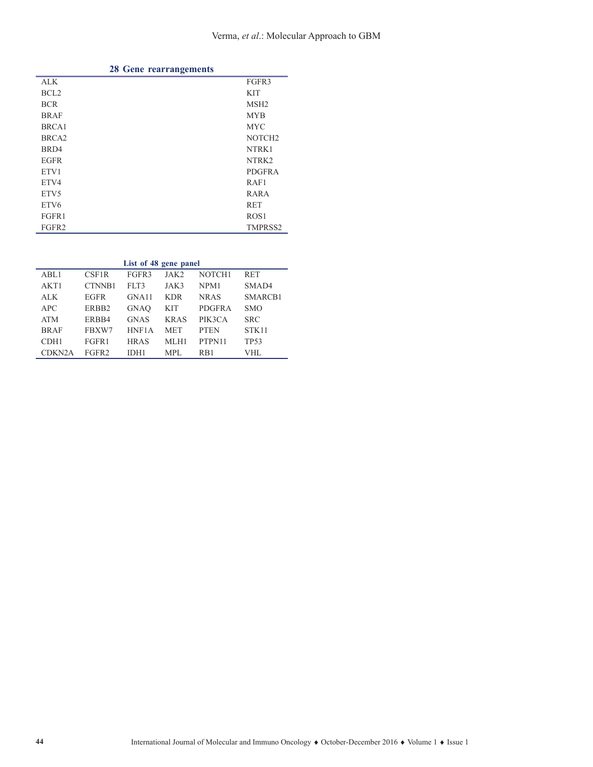**28 Gene rearrangements**

| | |
|---|---|
| ALK | FGFR3 |
| BCL2 | KIT |
| BCR | MSH2 |
| BRAF | MYB |
| BRCA1 | MYC |
| BRCA2 | NOTCH2 |
| BRD4 | NTRK1 |
| EGFR | NTRK2 |
| ETV1 | PDGFRA |
| ETV4 | RAF1 |
| ETV5 | RARA |
| ETV6 | RET |
| FGFR1 | ROS1 |
| FGFR2 | TMPRSS2 |

**List of 48 gene panel**

| | | | | | |
|---|---|---|---|---|---|
| ABL1 | CSF1R | FGFR3 | JAK2 | NOTCH1 | RET |
| AKT1 | CTNNB1 | FLT3 | JAK3 | NPM1 | SMAD4 |
| ALK | EGFR | GNA11 | KDR | NRAS | SMARCB1 |
| APC | ERBB2 | GNAQ | KIT | PDGFRA | SMO |
| ATM | ERBB4 | GNAS | KRAS | PIK3CA | SRC |
| BRAF | FBXW7 | HNF1A | MET | PTEN | STK11 |
| CDH1 | FGFR1 | HRAS | MLH1 | PTPN11 | TP53 |
| CDKN2A | FGFR2 | IDH1 | MPL | RB1 | VHL |